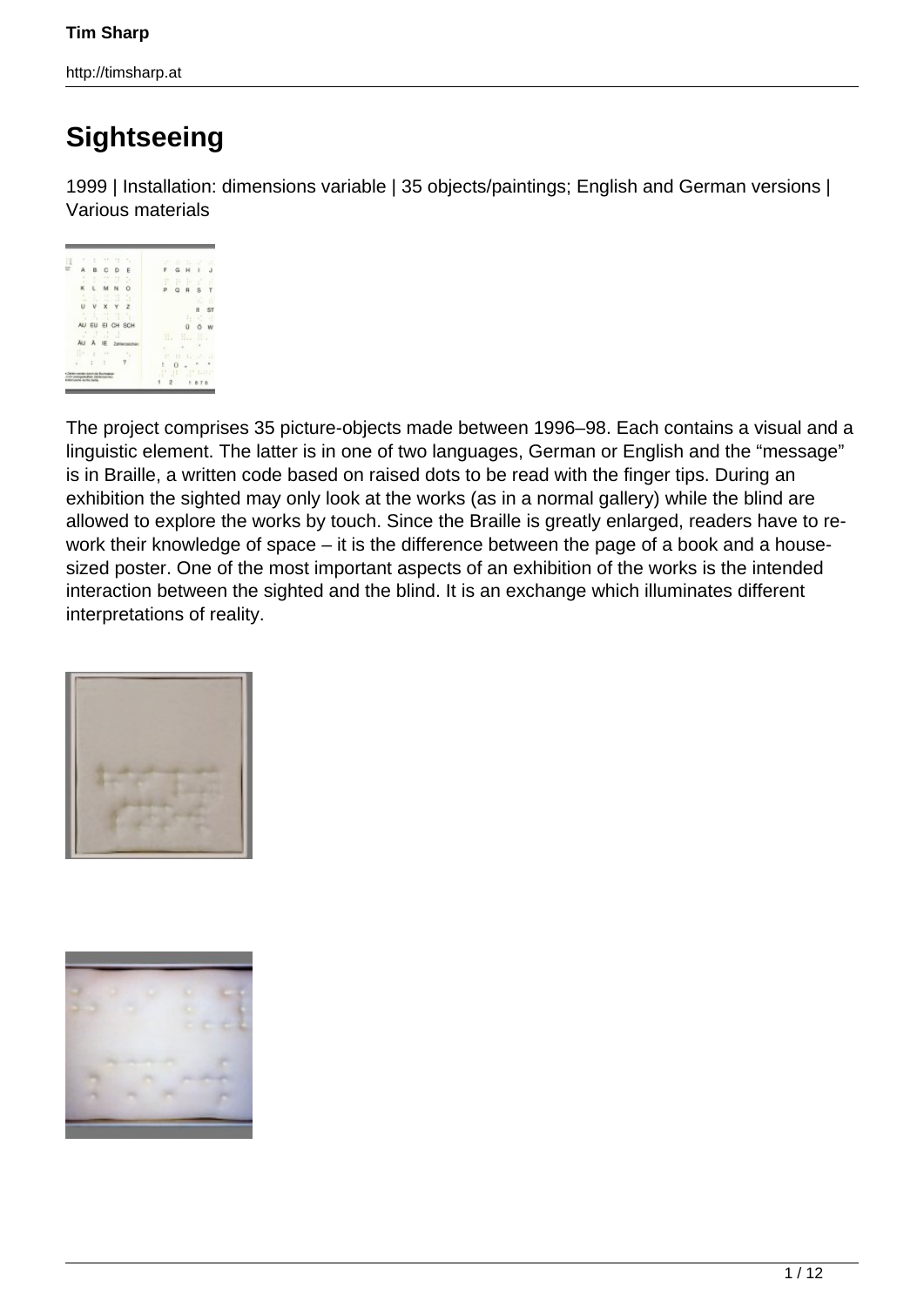# Sightseeing

1999 | Installation: dimensions variable | 35 objects/paintings; English and German versions | Various materials

The project comprises 35 picture-objects made between 1996–98. Each contains a visual and a linguistic element. The latter is in one of two languages, German or English and the “message” is in Braille, a written code based on raised dots to be read with the finger tips. During an exhibition the sighted may only look at the works (as in a normal gallery) while the blind are allowed to explore the works by touch. Since the Braille is greatly enlarged, readers have to re-work their knowledge of space – it is the difference between the page of a book and a house-sized poster. One of the most important aspects of an exhibition of the works is the intended interaction between the sighted and the blind. It is an exchange which illuminates different interpretations of reality.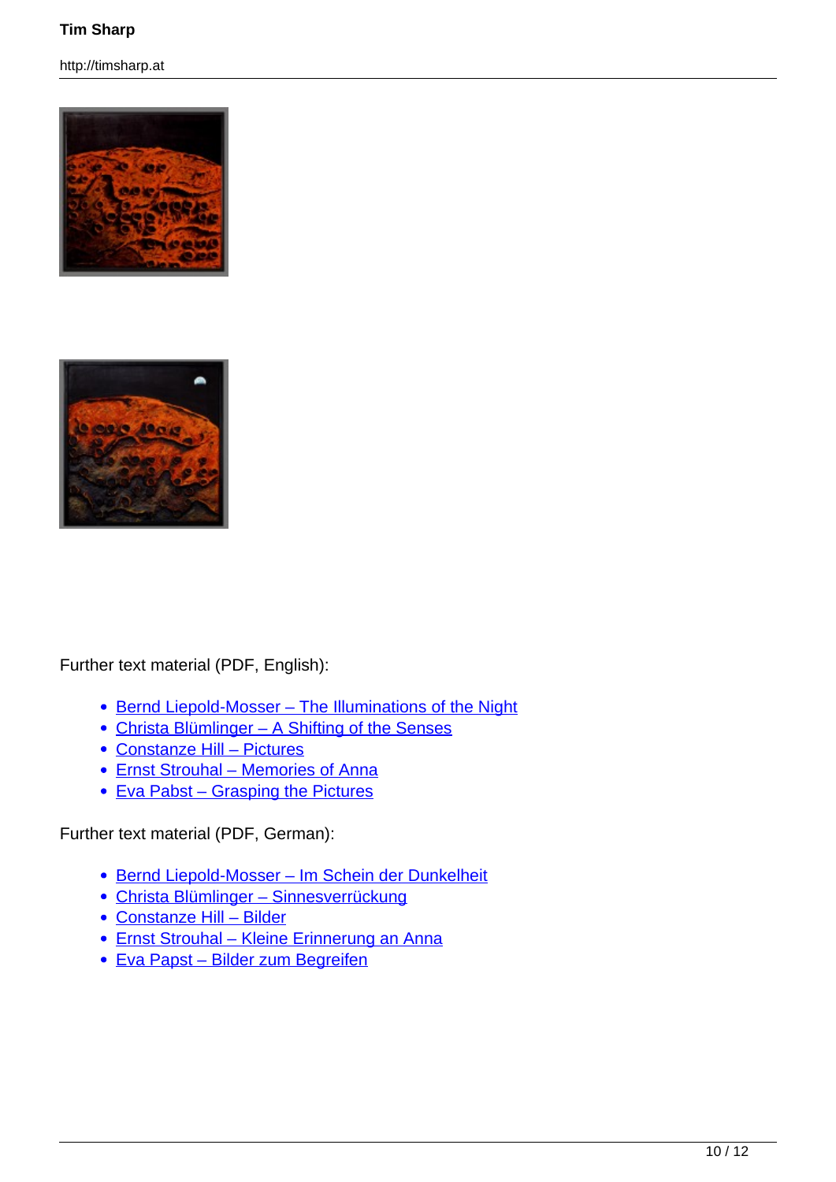Further text material (PDF, English):

- Bernd Liepold-Mosser – The Illuminations of the Night
- Christa Blümlinger – A Shifting of the Senses
- Constanze Hill – Pictures
- Ernst Strouhal – Memories of Anna
- Eva Pabst – Grasping the Pictures

Further text material (PDF, German):

- Bernd Liepold-Mosser – Im Schein der Dunkelheit
- Christa Blümlinger – Sinnesverrückung
- Constanze Hill – Bilder
- Ernst Strouhal – Kleine Erinnerung an Anna
- Eva Papst – Bilder zum Begreifen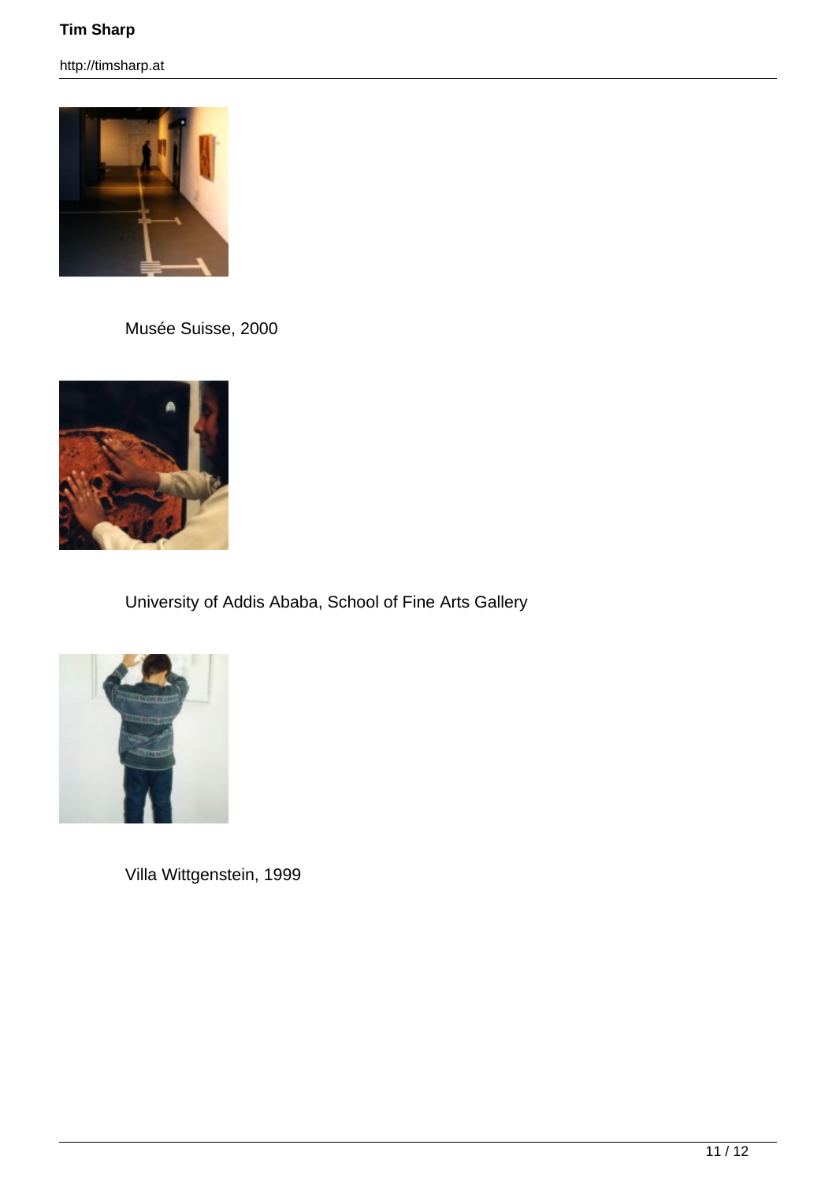Musée Suisse, 2000

University of Addis Ababa, School of Fine Arts Gallery

Villa Wittgenstein, 1999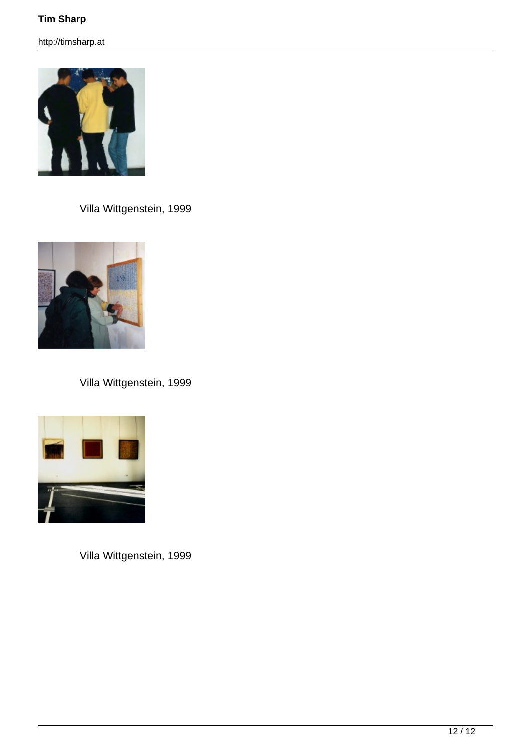Villa Wittgenstein, 1999

Villa Wittgenstein, 1999

Villa Wittgenstein, 1999